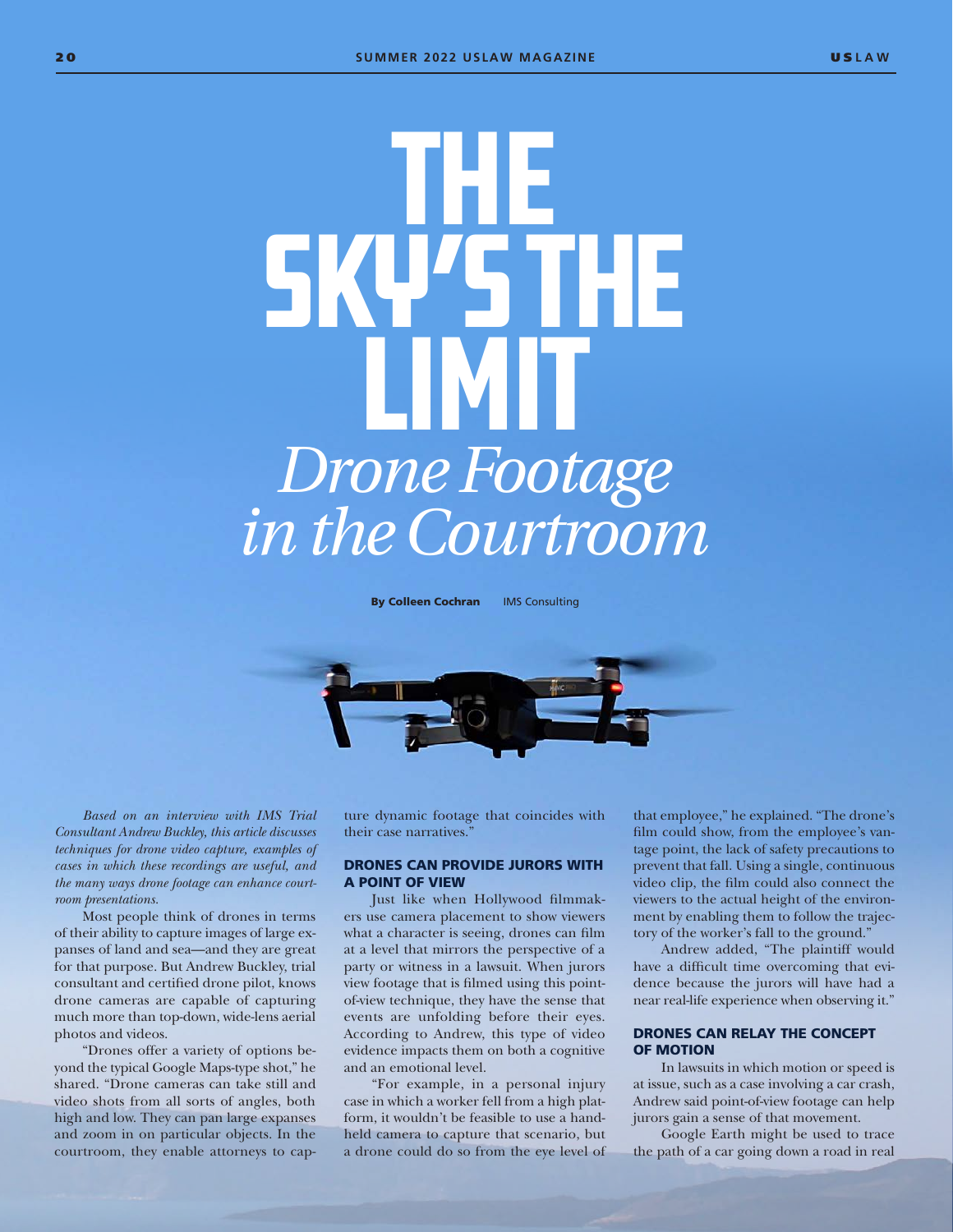# THE SKY'S THE LIMIT

## *Drone Footage in the Courtroom*

**By Colleen Cochran** IMS Consulting

*Based on an interview with IMS Trial Consultant Andrew Buckley, this article discusses techniques for drone video capture, examples of cases in which these recordings are useful, and the many ways drone footage can enhance courtroom presentations.*

Most people think of drones in terms of their ability to capture images of large expanses of land and sea—and they are great for that purpose. But Andrew Buckley, trial consultant and certified drone pilot, knows drone cameras are capable of capturing much more than top-down, wide-lens aerial photos and videos.

"Drones offer a variety of options beyond the typical Google Maps-type shot," he shared. "Drone cameras can take still and video shots from all sorts of angles, both high and low. They can pan large expanses and zoom in on particular objects. In the courtroom, they enable attorneys to capture dynamic footage that coincides with their case narratives."

### DRONES CAN PROVIDE JURORS WITH A POINT OF VIEW

Just like when Hollywood filmmakers use camera placement to show viewers what a character is seeing, drones can film at a level that mirrors the perspective of a party or witness in a lawsuit. When jurors view footage that is filmed using this point-of-view technique, they have the sense that events are unfolding before their eyes. According to Andrew, this type of video evidence impacts them on both a cognitive and an emotional level.

"For example, in a personal injury case in which a worker fell from a high platform, it wouldn't be feasible to use a handheld camera to capture that scenario, but a drone could do so from the eye level of that employee," he explained. "The drone's film could show, from the employee's vantage point, the lack of safety precautions to prevent that fall. Using a single, continuous video clip, the film could also connect the viewers to the actual height of the environment by enabling them to follow the trajectory of the worker's fall to the ground."

Andrew added, "The plaintiff would have a difficult time overcoming that evidence because the jurors will have had a near real-life experience when observing it."

### DRONES CAN RELAY THE CONCEPT OF MOTION

In lawsuits in which motion or speed is at issue, such as a case involving a car crash, Andrew said point-of-view footage can help jurors gain a sense of that movement.

Google Earth might be used to trace the path of a car going down a road in real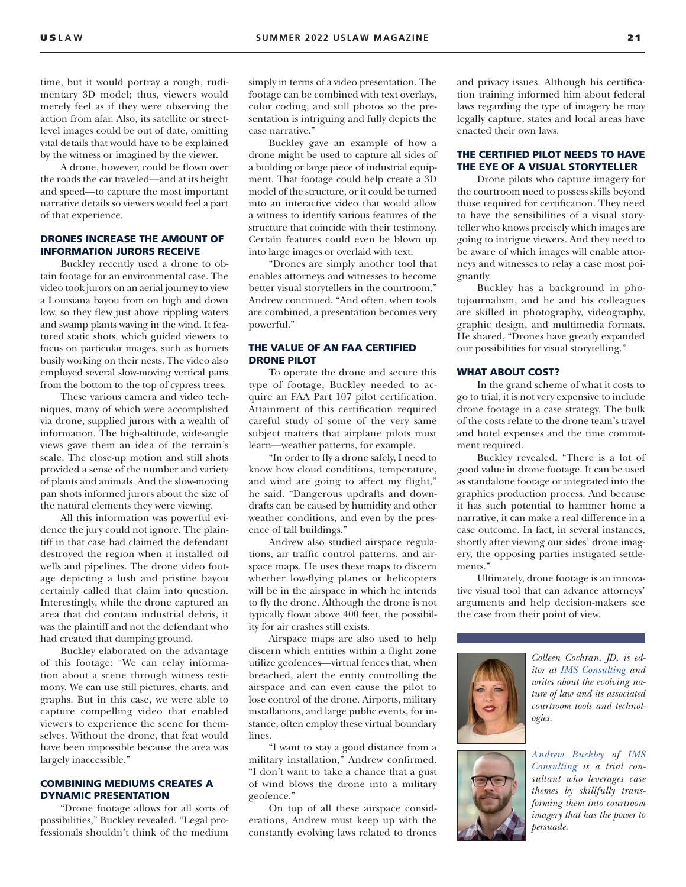time, but it would portray a rough, rudimentary 3D model; thus, viewers would merely feel as if they were observing the action from afar. Also, its satellite or street-level images could be out of date, omitting vital details that would have to be explained by the witness or imagined by the viewer.

A drone, however, could be flown over the roads the car traveled—and at its height and speed—to capture the most important narrative details so viewers would feel a part of that experience.

## DRONES INCREASE THE AMOUNT OF INFORMATION JURORS RECEIVE

Buckley recently used a drone to obtain footage for an environmental case. The video took jurors on an aerial journey to view a Louisiana bayou from on high and down low, so they flew just above rippling waters and swamp plants waving in the wind. It featured static shots, which guided viewers to focus on particular images, such as hornets busily working on their nests. The video also employed several slow-moving vertical pans from the bottom to the top of cypress trees.

These various camera and video techniques, many of which were accomplished via drone, supplied jurors with a wealth of information. The high-altitude, wide-angle views gave them an idea of the terrain's scale. The close-up motion and still shots provided a sense of the number and variety of plants and animals. And the slow-moving pan shots informed jurors about the size of the natural elements they were viewing.

All this information was powerful evidence the jury could not ignore. The plaintiff in that case had claimed the defendant destroyed the region when it installed oil wells and pipelines. The drone video footage depicting a lush and pristine bayou certainly called that claim into question. Interestingly, while the drone captured an area that did contain industrial debris, it was the plaintiff and not the defendant who had created that dumping ground.

Buckley elaborated on the advantage of this footage: "We can relay information about a scene through witness testimony. We can use still pictures, charts, and graphs. But in this case, we were able to capture compelling video that enabled viewers to experience the scene for themselves. Without the drone, that feat would have been impossible because the area was largely inaccessible."

## COMBINING MEDIUMS CREATES A DYNAMIC PRESENTATION

"Drone footage allows for all sorts of possibilities," Buckley revealed. "Legal professionals shouldn't think of the medium simply in terms of a video presentation. The footage can be combined with text overlays, color coding, and still photos so the presentation is intriguing and fully depicts the case narrative."

Buckley gave an example of how a drone might be used to capture all sides of a building or large piece of industrial equipment. That footage could help create a 3D model of the structure, or it could be turned into an interactive video that would allow a witness to identify various features of the structure that coincide with their testimony. Certain features could even be blown up into large images or overlaid with text.

"Drones are simply another tool that enables attorneys and witnesses to become better visual storytellers in the courtroom," Andrew continued. "And often, when tools are combined, a presentation becomes very powerful."

## THE VALUE OF AN FAA CERTIFIED DRONE PILOT

To operate the drone and secure this type of footage, Buckley needed to acquire an FAA Part 107 pilot certification. Attainment of this certification required careful study of some of the very same subject matters that airplane pilots must learn—weather patterns, for example.

"In order to fly a drone safely, I need to know how cloud conditions, temperature, and wind are going to affect my flight," he said. "Dangerous updrafts and downdrafts can be caused by humidity and other weather conditions, and even by the presence of tall buildings."

Andrew also studied airspace regulations, air traffic control patterns, and airspace maps. He uses these maps to discern whether low-flying planes or helicopters will be in the airspace in which he intends to fly the drone. Although the drone is not typically flown above 400 feet, the possibility for air crashes still exists.

Airspace maps are also used to help discern which entities within a flight zone utilize geofences—virtual fences that, when breached, alert the entity controlling the airspace and can even cause the pilot to lose control of the drone. Airports, military installations, and large public events, for instance, often employ these virtual boundary lines.

"I want to stay a good distance from a military installation," Andrew confirmed. "I don't want to take a chance that a gust of wind blows the drone into a military geofence."

On top of all these airspace considerations, Andrew must keep up with the constantly evolving laws related to drones and privacy issues. Although his certification training informed him about federal laws regarding the type of imagery he may legally capture, states and local areas have enacted their own laws.

## THE CERTIFIED PILOT NEEDS TO HAVE THE EYE OF A VISUAL STORYTELLER

Drone pilots who capture imagery for the courtroom need to possess skills beyond those required for certification. They need to have the sensibilities of a visual storyteller who knows precisely which images are going to intrigue viewers. And they need to be aware of which images will enable attorneys and witnesses to relay a case most poignantly.

Buckley has a background in photojournalism, and he and his colleagues are skilled in photography, videography, graphic design, and multimedia formats. He shared, "Drones have greatly expanded our possibilities for visual storytelling."

## WHAT ABOUT COST?

In the grand scheme of what it costs to go to trial, it is not very expensive to include drone footage in a case strategy. The bulk of the costs relate to the drone team's travel and hotel expenses and the time commitment required.

Buckley revealed, "There is a lot of good value in drone footage. It can be used as standalone footage or integrated into the graphics production process. And because it has such potential to hammer home a narrative, it can make a real difference in a case outcome. In fact, in several instances, shortly after viewing our sides' drone imagery, the opposing parties instigated settlements."

Ultimately, drone footage is an innovative visual tool that can advance attorneys' arguments and help decision-makers see the case from their point of view.

---

*Colleen Cochran, JD, is editor at IMS Consulting and writes about the evolving nature of law and its associated courtroom tools and technologies.*

*Andrew Buckley of IMS Consulting is a trial consultant who leverages case themes by skillfully transforming them into courtroom imagery that has the power to persuade.*